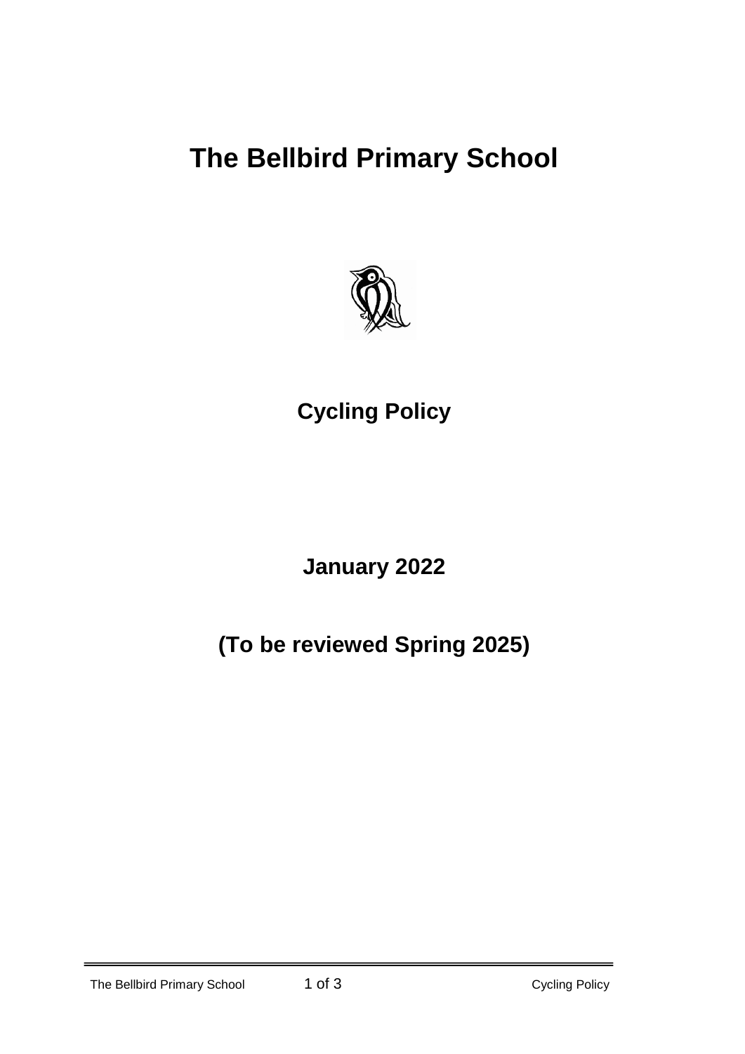# The Bellbird Primary School

## Cycling Policy

**January 2022**

**(To be reviewed Spring 2025)**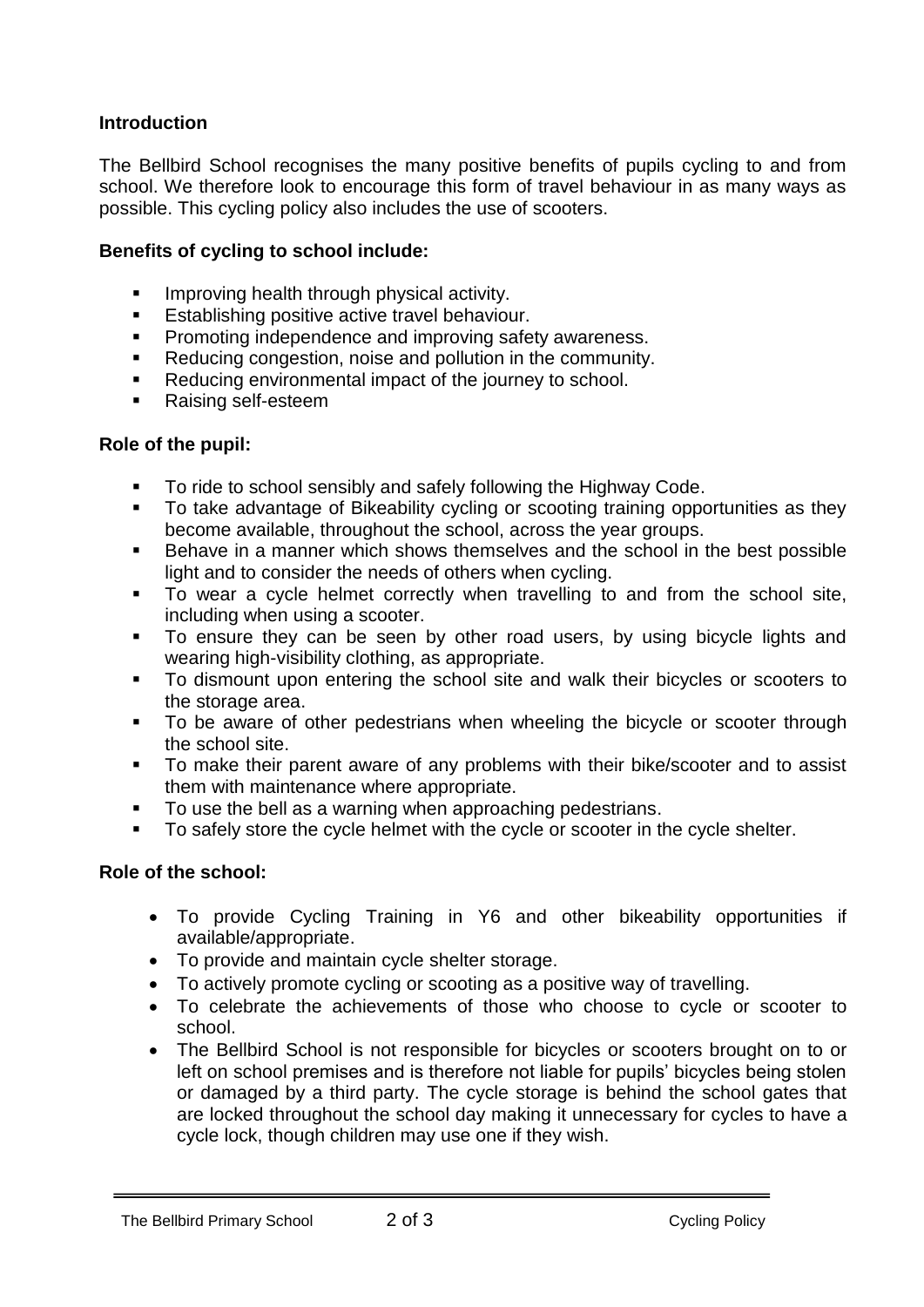**Introduction**

The Bellbird School recognises the many positive benefits of pupils cycling to and from school. We therefore look to encourage this form of travel behaviour in as many ways as possible. This cycling policy also includes the use of scooters.

**Benefits of cycling to school include:**

- Improving health through physical activity.
- Establishing positive active travel behaviour.
- Promoting independence and improving safety awareness.
- Reducing congestion, noise and pollution in the community.
- Reducing environmental impact of the journey to school.
- Raising self-esteem

**Role of the pupil:**

- To ride to school sensibly and safely following the Highway Code.
- To take advantage of Bikeability cycling or scooting training opportunities as they become available, throughout the school, across the year groups.
- Behave in a manner which shows themselves and the school in the best possible light and to consider the needs of others when cycling.
- To wear a cycle helmet correctly when travelling to and from the school site, including when using a scooter.
- To ensure they can be seen by other road users, by using bicycle lights and wearing high-visibility clothing, as appropriate.
- To dismount upon entering the school site and walk their bicycles or scooters to the storage area.
- To be aware of other pedestrians when wheeling the bicycle or scooter through the school site.
- To make their parent aware of any problems with their bike/scooter and to assist them with maintenance where appropriate.
- To use the bell as a warning when approaching pedestrians.
- To safely store the cycle helmet with the cycle or scooter in the cycle shelter.

**Role of the school:**

- To provide Cycling Training in Y6 and other bikeability opportunities if available/appropriate.
- To provide and maintain cycle shelter storage.
- To actively promote cycling or scooting as a positive way of travelling.
- To celebrate the achievements of those who choose to cycle or scooter to school.
- The Bellbird School is not responsible for bicycles or scooters brought on to or left on school premises and is therefore not liable for pupils' bicycles being stolen or damaged by a third party. The cycle storage is behind the school gates that are locked throughout the school day making it unnecessary for cycles to have a cycle lock, though children may use one if they wish.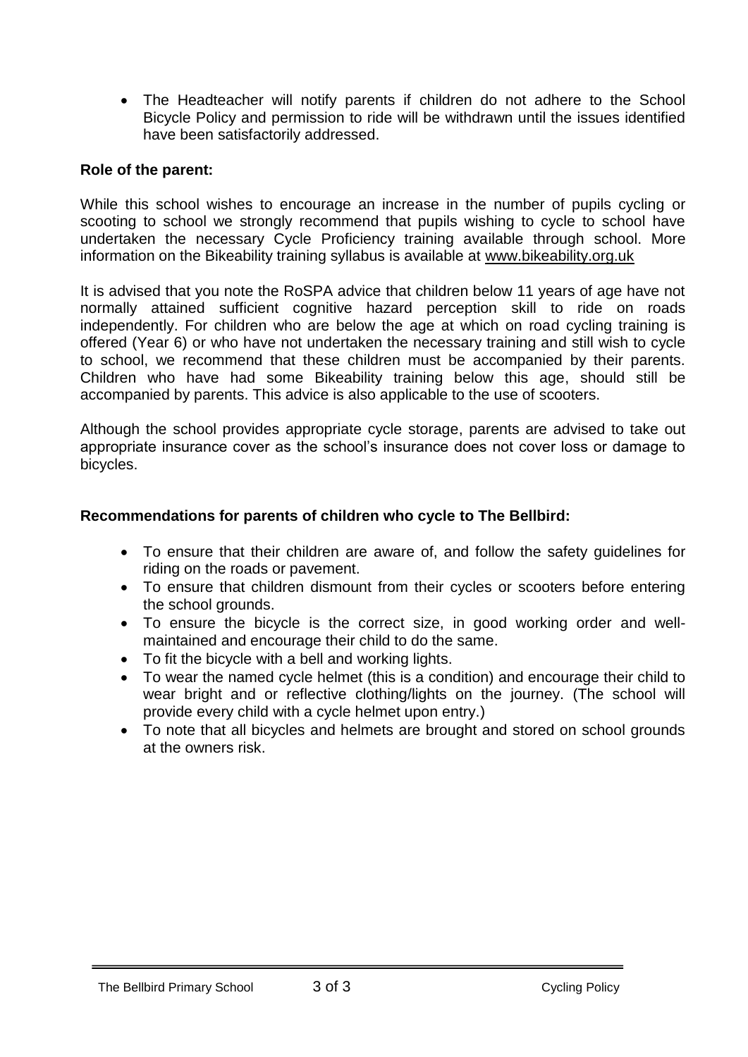- The Headteacher will notify parents if children do not adhere to the School Bicycle Policy and permission to ride will be withdrawn until the issues identified have been satisfactorily addressed.

**Role of the parent:**

While this school wishes to encourage an increase in the number of pupils cycling or scooting to school we strongly recommend that pupils wishing to cycle to school have undertaken the necessary Cycle Proficiency training available through school. More information on the Bikeability training syllabus is available at www.bikeability.org.uk

It is advised that you note the RoSPA advice that children below 11 years of age have not normally attained sufficient cognitive hazard perception skill to ride on roads independently. For children who are below the age at which on road cycling training is offered (Year 6) or who have not undertaken the necessary training and still wish to cycle to school, we recommend that these children must be accompanied by their parents. Children who have had some Bikeability training below this age, should still be accompanied by parents. This advice is also applicable to the use of scooters.

Although the school provides appropriate cycle storage, parents are advised to take out appropriate insurance cover as the school's insurance does not cover loss or damage to bicycles.

**Recommendations for parents of children who cycle to The Bellbird:**

- To ensure that their children are aware of, and follow the safety guidelines for riding on the roads or pavement.
- To ensure that children dismount from their cycles or scooters before entering the school grounds.
- To ensure the bicycle is the correct size, in good working order and well-maintained and encourage their child to do the same.
- To fit the bicycle with a bell and working lights.
- To wear the named cycle helmet (this is a condition) and encourage their child to wear bright and or reflective clothing/lights on the journey. (The school will provide every child with a cycle helmet upon entry.)
- To note that all bicycles and helmets are brought and stored on school grounds at the owners risk.